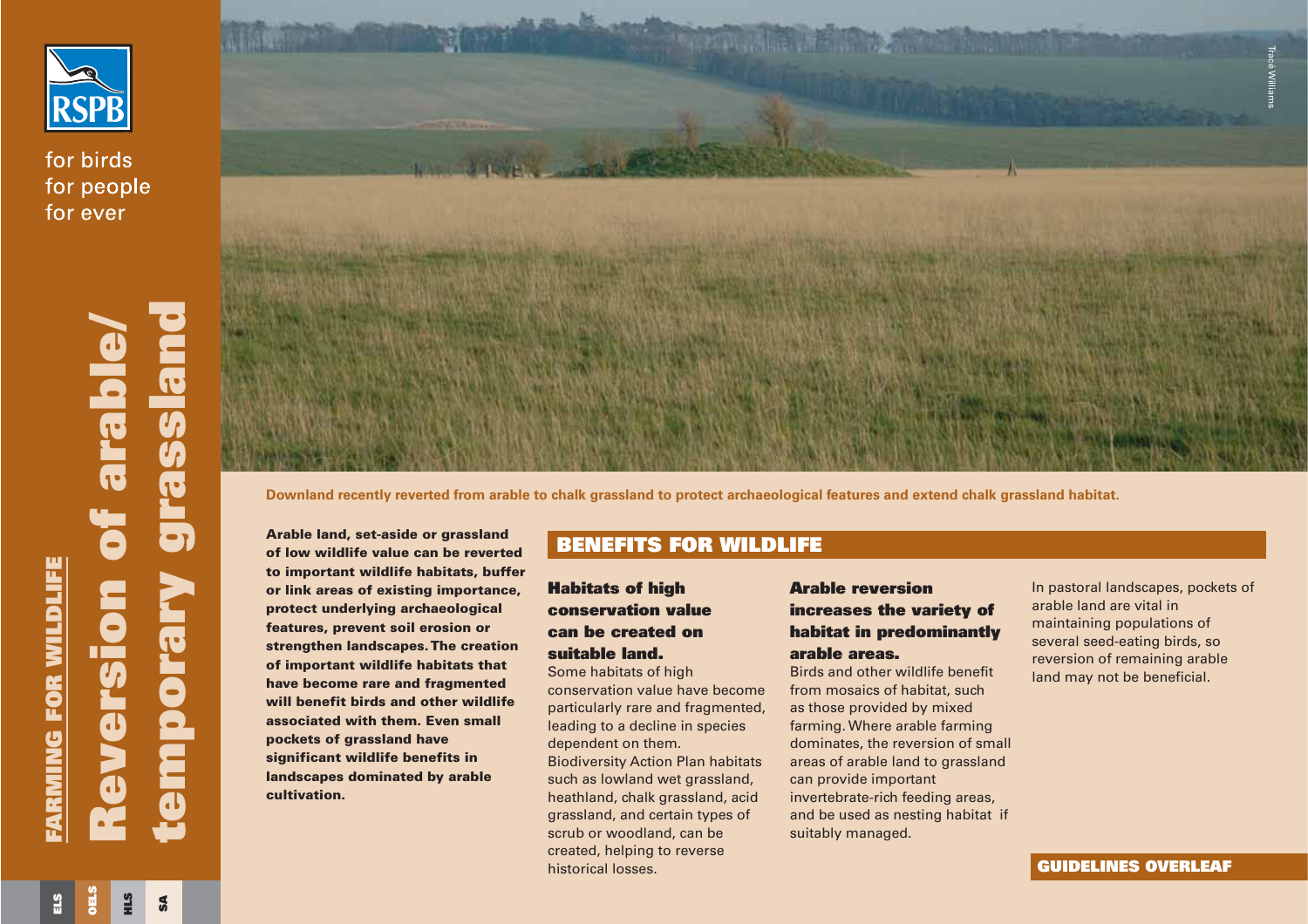RSPB

for birds
for people
for ever

FARMING FOR WILDLIFE

# Reversion of arable/temporary grassland

ELS | OELS | HLS | SA

Tracé Williams

Downland recently reverted from arable to chalk grassland to protect archaeological features and extend chalk grassland habitat.

**Arable land, set-aside or grassland of low wildlife value can be reverted to important wildlife habitats, buffer or link areas of existing importance, protect underlying archaeological features, prevent soil erosion or strengthen landscapes. The creation of important wildlife habitats that have become rare and fragmented will benefit birds and other wildlife associated with them. Even small pockets of grassland have significant wildlife benefits in landscapes dominated by arable cultivation.**

## BENEFITS FOR WILDLIFE

### Habitats of high conservation value can be created on suitable land.

Some habitats of high conservation value have become particularly rare and fragmented, leading to a decline in species dependent on them. Biodiversity Action Plan habitats such as lowland wet grassland, heathland, chalk grassland, acid grassland, and certain types of scrub or woodland, can be created, helping to reverse historical losses.

### Arable reversion increases the variety of habitat in predominantly arable areas.

Birds and other wildlife benefit from mosaics of habitat, such as those provided by mixed farming. Where arable farming dominates, the reversion of small areas of arable land to grassland can provide important invertebrate-rich feeding areas, and be used as nesting habitat if suitably managed.

In pastoral landscapes, pockets of arable land are vital in maintaining populations of several seed-eating birds, so reversion of remaining arable land may not be beneficial.

**GUIDELINES OVERLEAF**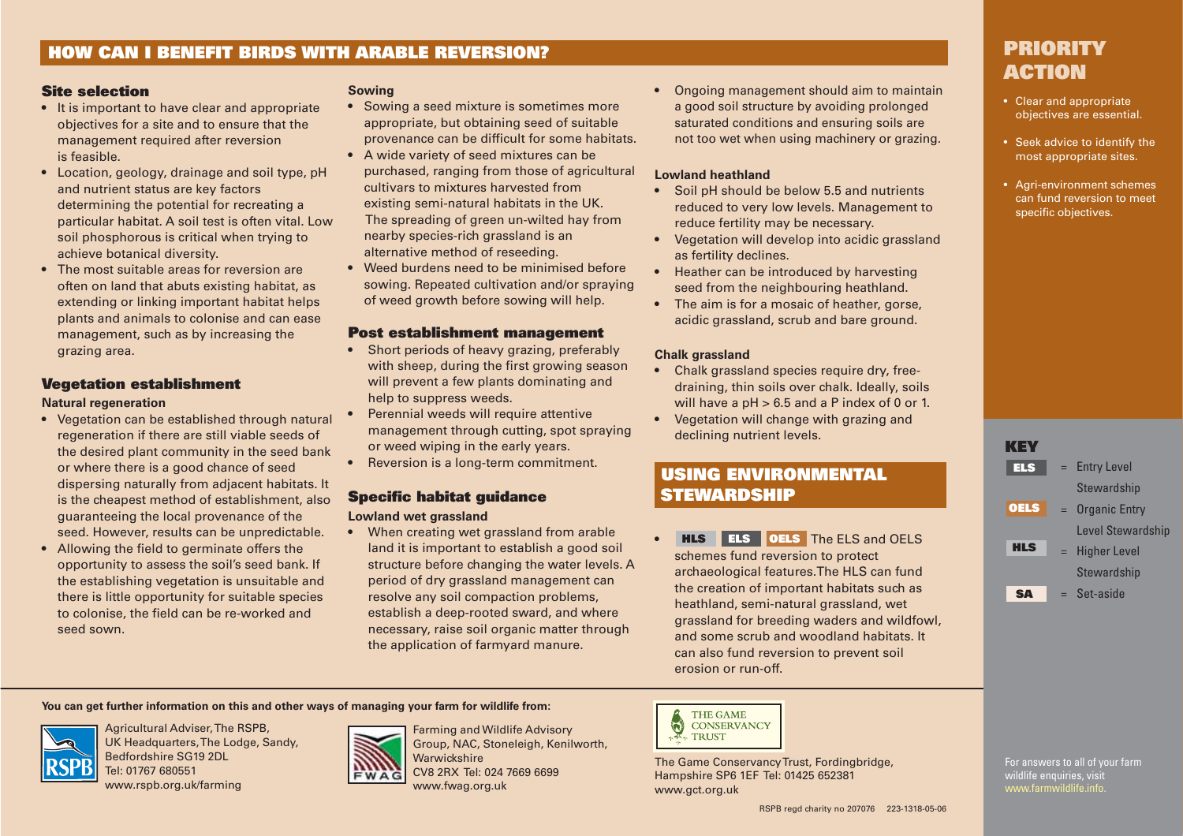## HOW CAN I BENEFIT BIRDS WITH ARABLE REVERSION?

### Site selection

- It is important to have clear and appropriate objectives for a site and to ensure that the management required after reversion is feasible.
- Location, geology, drainage and soil type, pH and nutrient status are key factors determining the potential for recreating a particular habitat. A soil test is often vital. Low soil phosphorous is critical when trying to achieve botanical diversity.
- The most suitable areas for reversion are often on land that abuts existing habitat, as extending or linking important habitat helps plants and animals to colonise and can ease management, such as by increasing the grazing area.

### Vegetation establishment

**Natural regeneration**

- Vegetation can be established through natural regeneration if there are still viable seeds of the desired plant community in the seed bank or where there is a good chance of seed dispersing naturally from adjacent habitats. It is the cheapest method of establishment, also guaranteeing the local provenance of the seed. However, results can be unpredictable.
- Allowing the field to germinate offers the opportunity to assess the soil's seed bank. If the establishing vegetation is unsuitable and there is little opportunity for suitable species to colonise, the field can be re-worked and seed sown.

**Sowing**

- Sowing a seed mixture is sometimes more appropriate, but obtaining seed of suitable provenance can be difficult for some habitats.
- A wide variety of seed mixtures can be purchased, ranging from those of agricultural cultivars to mixtures harvested from existing semi-natural habitats in the UK. The spreading of green un-wilted hay from nearby species-rich grassland is an alternative method of reseeding.
- Weed burdens need to be minimised before sowing. Repeated cultivation and/or spraying of weed growth before sowing will help.

### Post establishment management

- Short periods of heavy grazing, preferably with sheep, during the first growing season will prevent a few plants dominating and help to suppress weeds.
- Perennial weeds will require attentive management through cutting, spot spraying or weed wiping in the early years.
- Reversion is a long-term commitment.

### Specific habitat guidance

**Lowland wet grassland**

- When creating wet grassland from arable land it is important to establish a good soil structure before changing the water levels. A period of dry grassland management can resolve any soil compaction problems, establish a deep-rooted sward, and where necessary, raise soil organic matter through the application of farmyard manure.
- Ongoing management should aim to maintain a good soil structure by avoiding prolonged saturated conditions and ensuring soils are not too wet when using machinery or grazing.

**Lowland heathland**

- Soil pH should be below 5.5 and nutrients reduced to very low levels. Management to reduce fertility may be necessary.
- Vegetation will develop into acidic grassland as fertility declines.
- Heather can be introduced by harvesting seed from the neighbouring heathland.
- The aim is for a mosaic of heather, gorse, acidic grassland, scrub and bare ground.

**Chalk grassland**

- Chalk grassland species require dry, free-draining, thin soils over chalk. Ideally, soils will have a pH > 6.5 and a P index of 0 or 1.
- Vegetation will change with grazing and declining nutrient levels.

## USING ENVIRONMENTAL STEWARDSHIP

- HLS ELS OELS The ELS and OELS schemes fund reversion to protect archaeological features. The HLS can fund the creation of important habitats such as heathland, semi-natural grassland, wet grassland for breeding waders and wildfowl, and some scrub and woodland habitats. It can also fund reversion to prevent soil erosion or run-off.

## PRIORITY ACTION

- Clear and appropriate objectives are essential.
- Seek advice to identify the most appropriate sites.
- Agri-environment schemes can fund reversion to meet specific objectives.

### KEY

- ELS = Entry Level Stewardship
- OELS = Organic Entry Level Stewardship
- HLS = Higher Level Stewardship
- SA = Set-aside

**You can get further information on this and other ways of managing your farm for wildlife from:**

Agricultural Adviser, The RSPB, UK Headquarters, The Lodge, Sandy, Bedfordshire SG19 2DL
Tel: 01767 680551
www.rspb.org.uk/farming

Farming and Wildlife Advisory Group, NAC, Stoneleigh, Kenilworth, Warwickshire
CV8 2RX Tel: 024 7669 6699
www.fwag.org.uk

THE GAME CONSERVANCY TRUST

The Game Conservancy Trust, Fordingbridge, Hampshire SP6 1EF Tel: 01425 652381
www.gct.org.uk

For answers to all of your farm wildlife enquiries, visit www.farmwildlife.info.

RSPB regd charity no 207076 223-1318-05-06